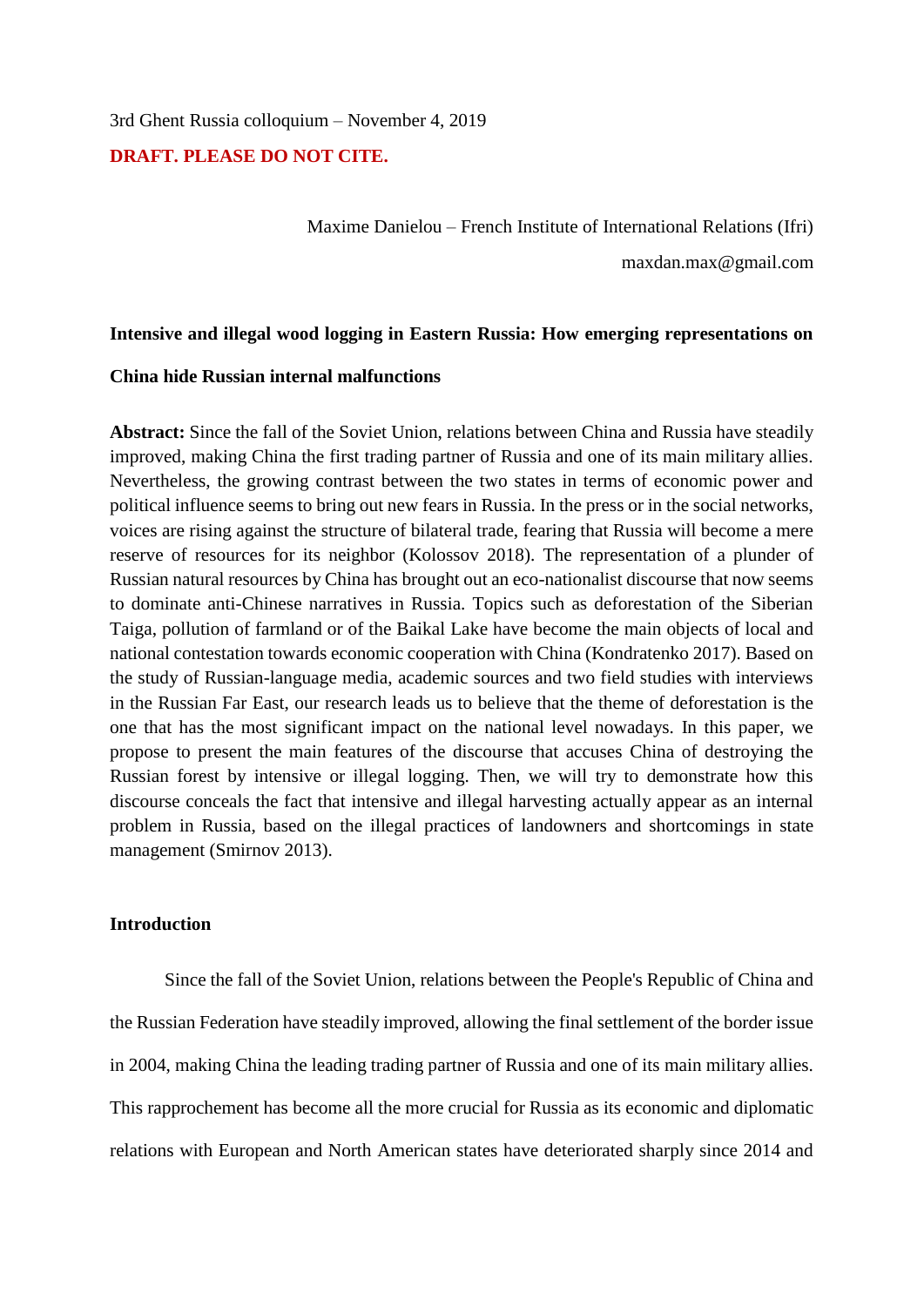3rd Ghent Russia colloquium – November 4, 2019

**DRAFT. PLEASE DO NOT CITE.**

Maxime Danielou – French Institute of International Relations (Ifri)

maxdan.max@gmail.com

# Intensive and illegal wood logging in Eastern Russia: How emerging representations on China hide Russian internal malfunctions

**Abstract:** Since the fall of the Soviet Union, relations between China and Russia have steadily improved, making China the first trading partner of Russia and one of its main military allies. Nevertheless, the growing contrast between the two states in terms of economic power and political influence seems to bring out new fears in Russia. In the press or in the social networks, voices are rising against the structure of bilateral trade, fearing that Russia will become a mere reserve of resources for its neighbor (Kolossov 2018). The representation of a plunder of Russian natural resources by China has brought out an eco-nationalist discourse that now seems to dominate anti-Chinese narratives in Russia. Topics such as deforestation of the Siberian Taiga, pollution of farmland or of the Baikal Lake have become the main objects of local and national contestation towards economic cooperation with China (Kondratenko 2017). Based on the study of Russian-language media, academic sources and two field studies with interviews in the Russian Far East, our research leads us to believe that the theme of deforestation is the one that has the most significant impact on the national level nowadays. In this paper, we propose to present the main features of the discourse that accuses China of destroying the Russian forest by intensive or illegal logging. Then, we will try to demonstrate how this discourse conceals the fact that intensive and illegal harvesting actually appear as an internal problem in Russia, based on the illegal practices of landowners and shortcomings in state management (Smirnov 2013).

## Introduction

Since the fall of the Soviet Union, relations between the People's Republic of China and the Russian Federation have steadily improved, allowing the final settlement of the border issue in 2004, making China the leading trading partner of Russia and one of its main military allies. This rapprochement has become all the more crucial for Russia as its economic and diplomatic relations with European and North American states have deteriorated sharply since 2014 and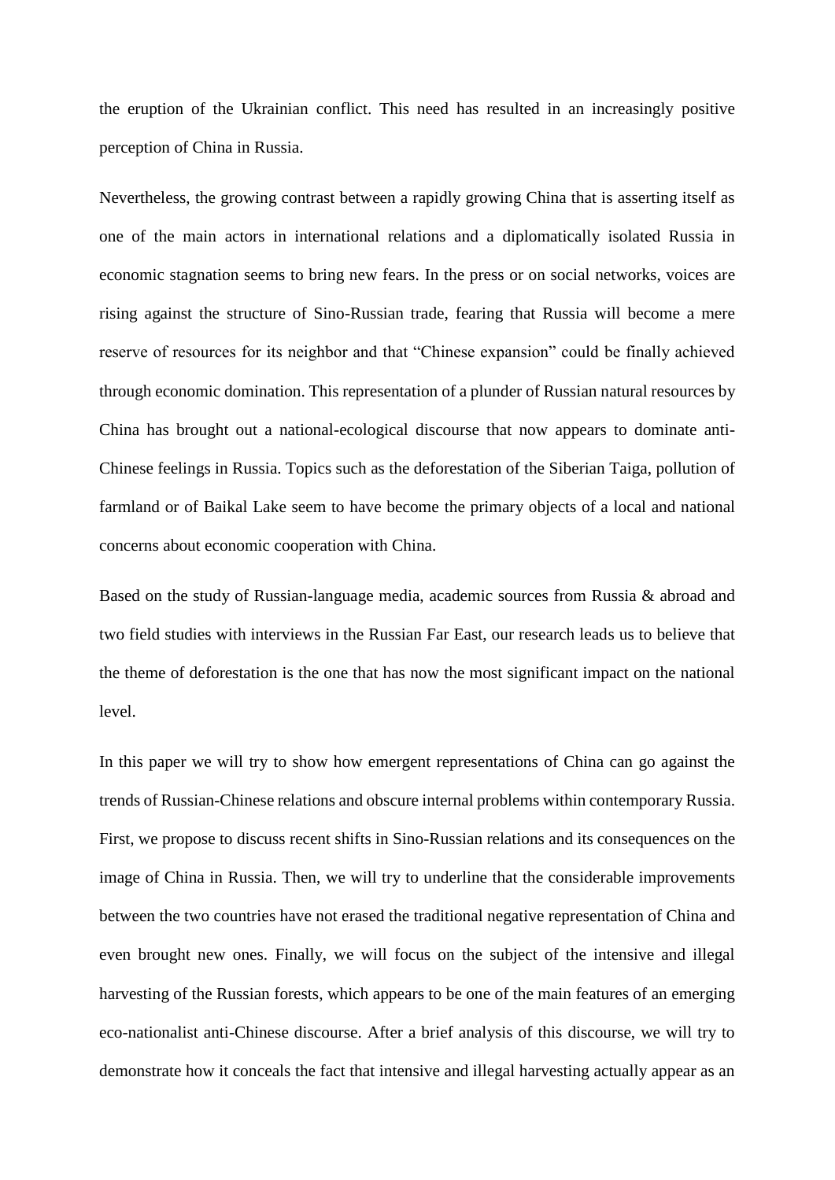the eruption of the Ukrainian conflict. This need has resulted in an increasingly positive perception of China in Russia.

Nevertheless, the growing contrast between a rapidly growing China that is asserting itself as one of the main actors in international relations and a diplomatically isolated Russia in economic stagnation seems to bring new fears. In the press or on social networks, voices are rising against the structure of Sino-Russian trade, fearing that Russia will become a mere reserve of resources for its neighbor and that "Chinese expansion" could be finally achieved through economic domination. This representation of a plunder of Russian natural resources by China has brought out a national-ecological discourse that now appears to dominate anti-Chinese feelings in Russia. Topics such as the deforestation of the Siberian Taiga, pollution of farmland or of Baikal Lake seem to have become the primary objects of a local and national concerns about economic cooperation with China.

Based on the study of Russian-language media, academic sources from Russia & abroad and two field studies with interviews in the Russian Far East, our research leads us to believe that the theme of deforestation is the one that has now the most significant impact on the national level.

In this paper we will try to show how emergent representations of China can go against the trends of Russian-Chinese relations and obscure internal problems within contemporary Russia. First, we propose to discuss recent shifts in Sino-Russian relations and its consequences on the image of China in Russia. Then, we will try to underline that the considerable improvements between the two countries have not erased the traditional negative representation of China and even brought new ones. Finally, we will focus on the subject of the intensive and illegal harvesting of the Russian forests, which appears to be one of the main features of an emerging eco-nationalist anti-Chinese discourse. After a brief analysis of this discourse, we will try to demonstrate how it conceals the fact that intensive and illegal harvesting actually appear as an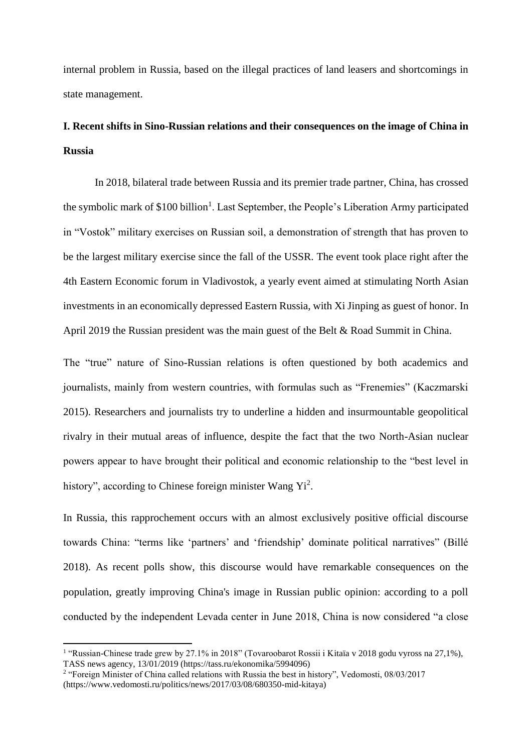internal problem in Russia, based on the illegal practices of land leasers and shortcomings in state management.

## I. Recent shifts in Sino-Russian relations and their consequences on the image of China in Russia

In 2018, bilateral trade between Russia and its premier trade partner, China, has crossed the symbolic mark of $100 billion[1]. Last September, the People's Liberation Army participated in "Vostok" military exercises on Russian soil, a demonstration of strength that has proven to be the largest military exercise since the fall of the USSR. The event took place right after the 4th Eastern Economic forum in Vladivostok, a yearly event aimed at stimulating North Asian investments in an economically depressed Eastern Russia, with Xi Jinping as guest of honor. In April 2019 the Russian president was the main guest of the Belt & Road Summit in China.

The "true" nature of Sino-Russian relations is often questioned by both academics and journalists, mainly from western countries, with formulas such as "Frenemies" (Kaczmarski 2015). Researchers and journalists try to underline a hidden and insurmountable geopolitical rivalry in their mutual areas of influence, despite the fact that the two North-Asian nuclear powers appear to have brought their political and economic relationship to the "best level in history", according to Chinese foreign minister Wang Yi[2].

In Russia, this rapprochement occurs with an almost exclusively positive official discourse towards China: "terms like 'partners' and 'friendship' dominate political narratives" (Billé 2018). As recent polls show, this discourse would have remarkable consequences on the population, greatly improving China's image in Russian public opinion: according to a poll conducted by the independent Levada center in June 2018, China is now considered "a close

---

[1] "Russian-Chinese trade grew by 27.1% in 2018" (Tovaroobarot Rossii i Kitaïa v 2018 godu vyross na 27,1%), TASS news agency, 13/01/2019 (https://tass.ru/ekonomika/5994096)

[2] "Foreign Minister of China called relations with Russia the best in history", Vedomosti, 08/03/2017 (https://www.vedomosti.ru/politics/news/2017/03/08/680350-mid-kitaya)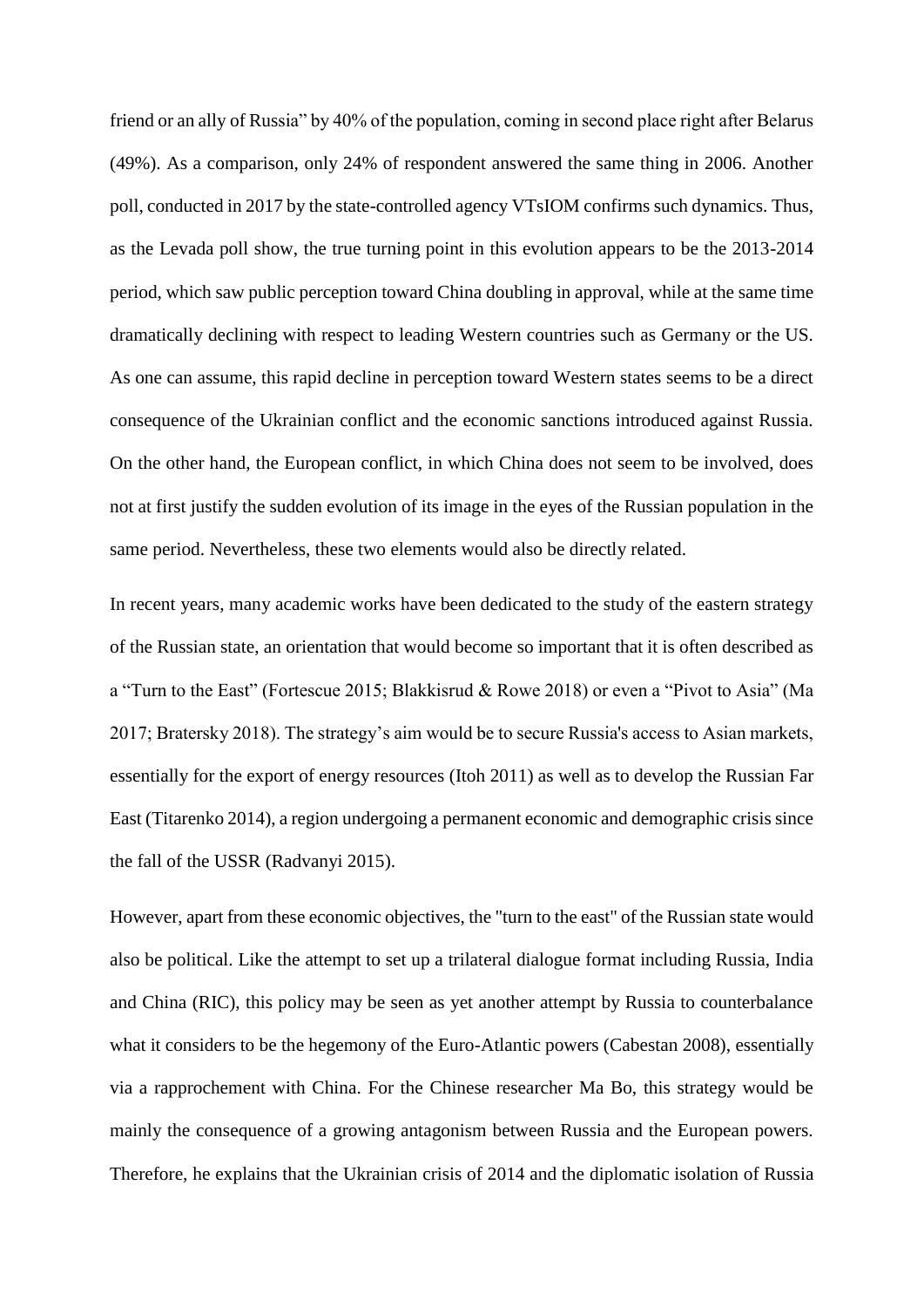friend or an ally of Russia" by 40% of the population, coming in second place right after Belarus (49%). As a comparison, only 24% of respondent answered the same thing in 2006. Another poll, conducted in 2017 by the state-controlled agency VTsIOM confirms such dynamics. Thus, as the Levada poll show, the true turning point in this evolution appears to be the 2013-2014 period, which saw public perception toward China doubling in approval, while at the same time dramatically declining with respect to leading Western countries such as Germany or the US. As one can assume, this rapid decline in perception toward Western states seems to be a direct consequence of the Ukrainian conflict and the economic sanctions introduced against Russia. On the other hand, the European conflict, in which China does not seem to be involved, does not at first justify the sudden evolution of its image in the eyes of the Russian population in the same period. Nevertheless, these two elements would also be directly related.

In recent years, many academic works have been dedicated to the study of the eastern strategy of the Russian state, an orientation that would become so important that it is often described as a "Turn to the East" (Fortescue 2015; Blakkisrud & Rowe 2018) or even a "Pivot to Asia" (Ma 2017; Bratersky 2018). The strategy's aim would be to secure Russia's access to Asian markets, essentially for the export of energy resources (Itoh 2011) as well as to develop the Russian Far East (Titarenko 2014), a region undergoing a permanent economic and demographic crisis since the fall of the USSR (Radvanyi 2015).

However, apart from these economic objectives, the "turn to the east" of the Russian state would also be political. Like the attempt to set up a trilateral dialogue format including Russia, India and China (RIC), this policy may be seen as yet another attempt by Russia to counterbalance what it considers to be the hegemony of the Euro-Atlantic powers (Cabestan 2008), essentially via a rapprochement with China. For the Chinese researcher Ma Bo, this strategy would be mainly the consequence of a growing antagonism between Russia and the European powers. Therefore, he explains that the Ukrainian crisis of 2014 and the diplomatic isolation of Russia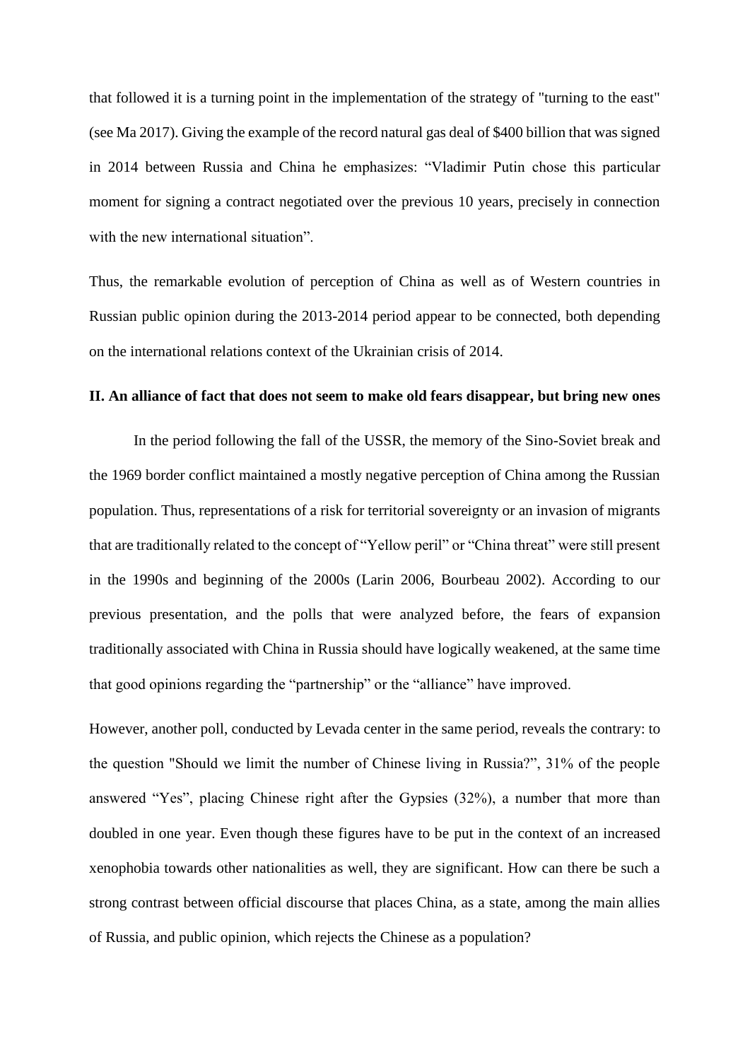that followed it is a turning point in the implementation of the strategy of "turning to the east" (see Ma 2017). Giving the example of the record natural gas deal of $400 billion that was signed in 2014 between Russia and China he emphasizes: "Vladimir Putin chose this particular moment for signing a contract negotiated over the previous 10 years, precisely in connection with the new international situation".

Thus, the remarkable evolution of perception of China as well as of Western countries in Russian public opinion during the 2013-2014 period appear to be connected, both depending on the international relations context of the Ukrainian crisis of 2014.

## II. An alliance of fact that does not seem to make old fears disappear, but bring new ones

In the period following the fall of the USSR, the memory of the Sino-Soviet break and the 1969 border conflict maintained a mostly negative perception of China among the Russian population. Thus, representations of a risk for territorial sovereignty or an invasion of migrants that are traditionally related to the concept of "Yellow peril" or "China threat" were still present in the 1990s and beginning of the 2000s (Larin 2006, Bourbeau 2002). According to our previous presentation, and the polls that were analyzed before, the fears of expansion traditionally associated with China in Russia should have logically weakened, at the same time that good opinions regarding the "partnership" or the "alliance" have improved.

However, another poll, conducted by Levada center in the same period, reveals the contrary: to the question "Should we limit the number of Chinese living in Russia?", 31% of the people answered "Yes", placing Chinese right after the Gypsies (32%), a number that more than doubled in one year. Even though these figures have to be put in the context of an increased xenophobia towards other nationalities as well, they are significant. How can there be such a strong contrast between official discourse that places China, as a state, among the main allies of Russia, and public opinion, which rejects the Chinese as a population?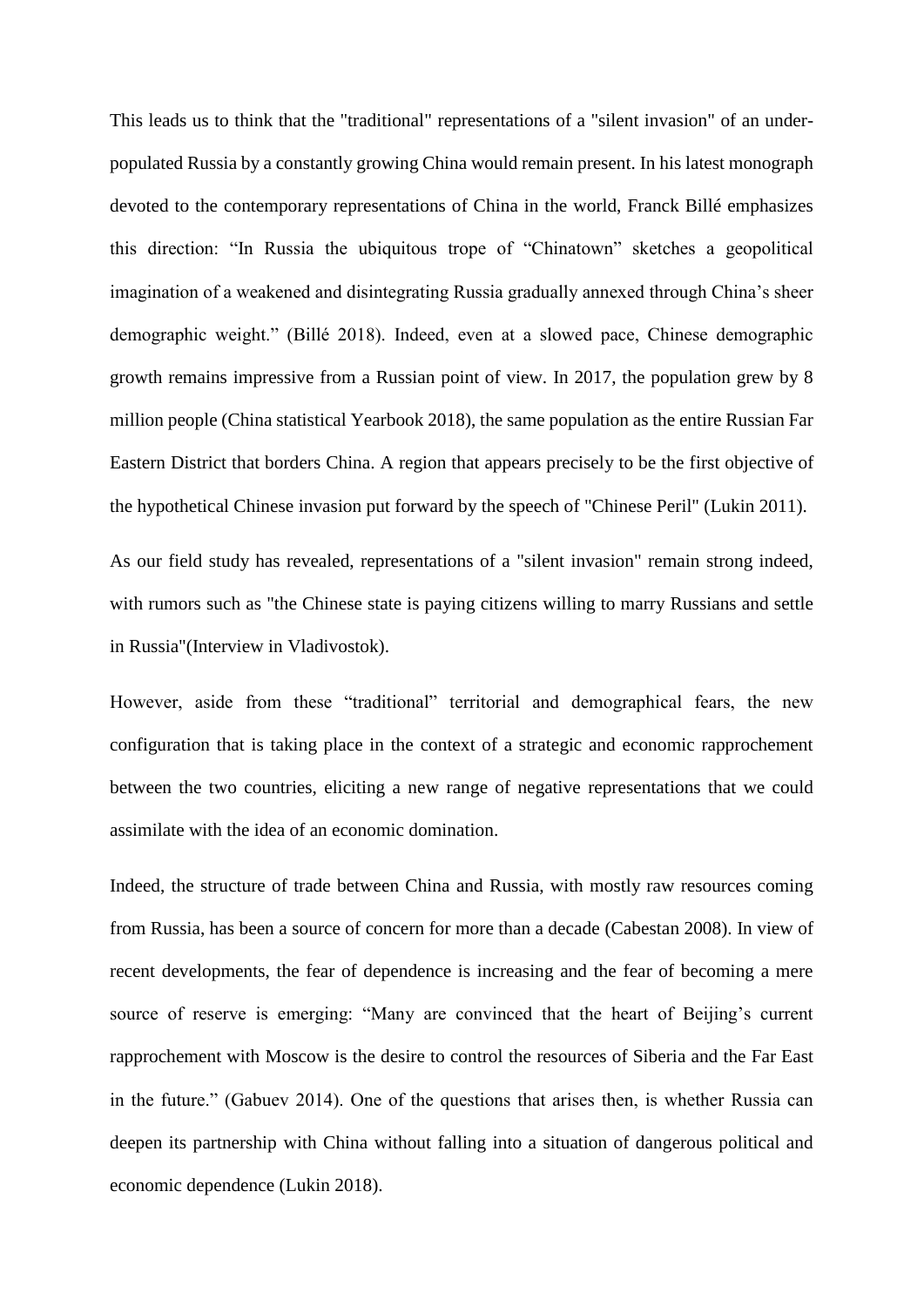This leads us to think that the "traditional" representations of a "silent invasion" of an under-populated Russia by a constantly growing China would remain present. In his latest monograph devoted to the contemporary representations of China in the world, Franck Billé emphasizes this direction: “In Russia the ubiquitous trope of “Chinatown” sketches a geopolitical imagination of a weakened and disintegrating Russia gradually annexed through China’s sheer demographic weight.” (Billé 2018). Indeed, even at a slowed pace, Chinese demographic growth remains impressive from a Russian point of view. In 2017, the population grew by 8 million people (China statistical Yearbook 2018), the same population as the entire Russian Far Eastern District that borders China. A region that appears precisely to be the first objective of the hypothetical Chinese invasion put forward by the speech of "Chinese Peril" (Lukin 2011).

As our field study has revealed, representations of a "silent invasion" remain strong indeed, with rumors such as "the Chinese state is paying citizens willing to marry Russians and settle in Russia"(Interview in Vladivostok).

However, aside from these “traditional” territorial and demographical fears, the new configuration that is taking place in the context of a strategic and economic rapprochement between the two countries, eliciting a new range of negative representations that we could assimilate with the idea of an economic domination.

Indeed, the structure of trade between China and Russia, with mostly raw resources coming from Russia, has been a source of concern for more than a decade (Cabestan 2008). In view of recent developments, the fear of dependence is increasing and the fear of becoming a mere source of reserve is emerging: “Many are convinced that the heart of Beijing’s current rapprochement with Moscow is the desire to control the resources of Siberia and the Far East in the future.” (Gabuev 2014). One of the questions that arises then, is whether Russia can deepen its partnership with China without falling into a situation of dangerous political and economic dependence (Lukin 2018).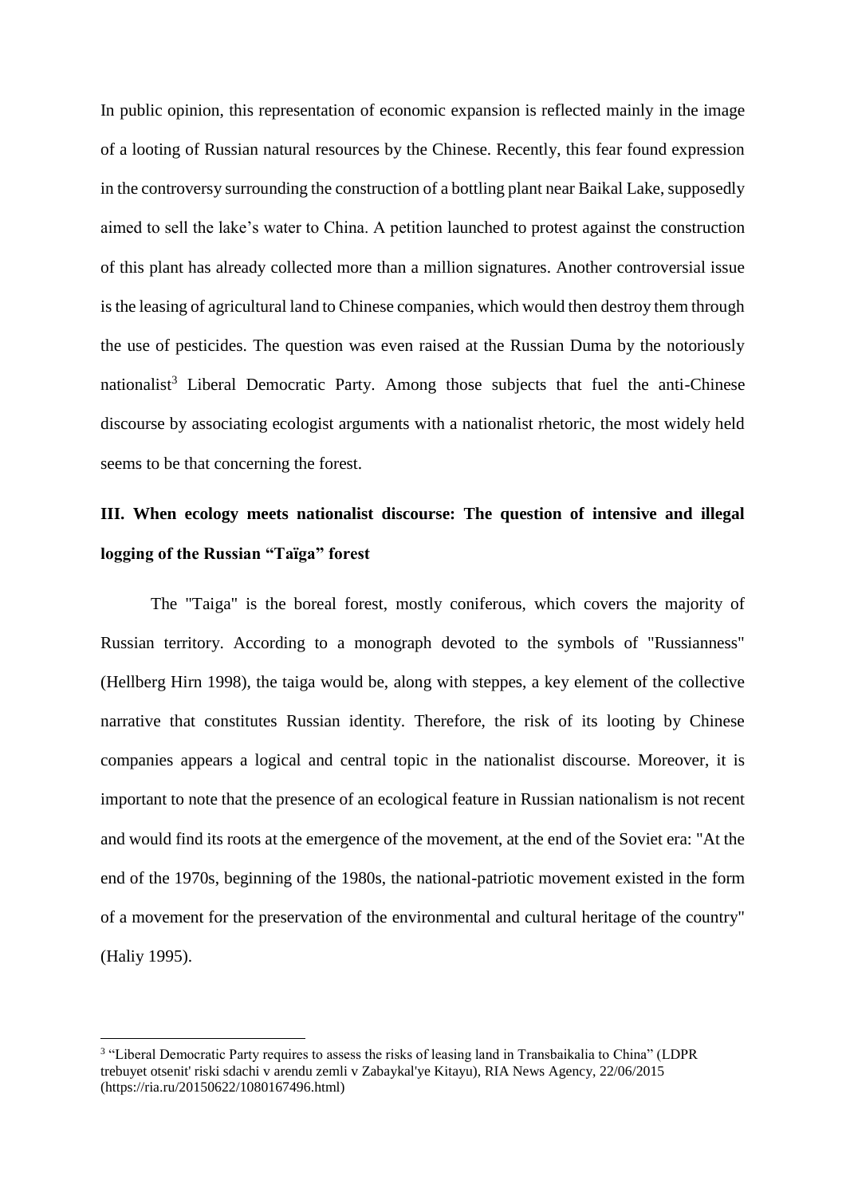In public opinion, this representation of economic expansion is reflected mainly in the image of a looting of Russian natural resources by the Chinese. Recently, this fear found expression in the controversy surrounding the construction of a bottling plant near Baikal Lake, supposedly aimed to sell the lake's water to China. A petition launched to protest against the construction of this plant has already collected more than a million signatures. Another controversial issue is the leasing of agricultural land to Chinese companies, which would then destroy them through the use of pesticides. The question was even raised at the Russian Duma by the notoriously nationalist[3] Liberal Democratic Party. Among those subjects that fuel the anti-Chinese discourse by associating ecologist arguments with a nationalist rhetoric, the most widely held seems to be that concerning the forest.

## III. When ecology meets nationalist discourse: The question of intensive and illegal logging of the Russian "Taïga" forest

The "Taiga" is the boreal forest, mostly coniferous, which covers the majority of Russian territory. According to a monograph devoted to the symbols of "Russianness" (Hellberg Hirn 1998), the taiga would be, along with steppes, a key element of the collective narrative that constitutes Russian identity. Therefore, the risk of its looting by Chinese companies appears a logical and central topic in the nationalist discourse. Moreover, it is important to note that the presence of an ecological feature in Russian nationalism is not recent and would find its roots at the emergence of the movement, at the end of the Soviet era: "At the end of the 1970s, beginning of the 1980s, the national-patriotic movement existed in the form of a movement for the preservation of the environmental and cultural heritage of the country" (Haliy 1995).

---

[3] "Liberal Democratic Party requires to assess the risks of leasing land in Transbaikalia to China" (LDPR trebuyet otsenit' riski sdachi v arendu zemli v Zabaykal'ye Kitayu), RIA News Agency, 22/06/2015 (https://ria.ru/20150622/1080167496.html)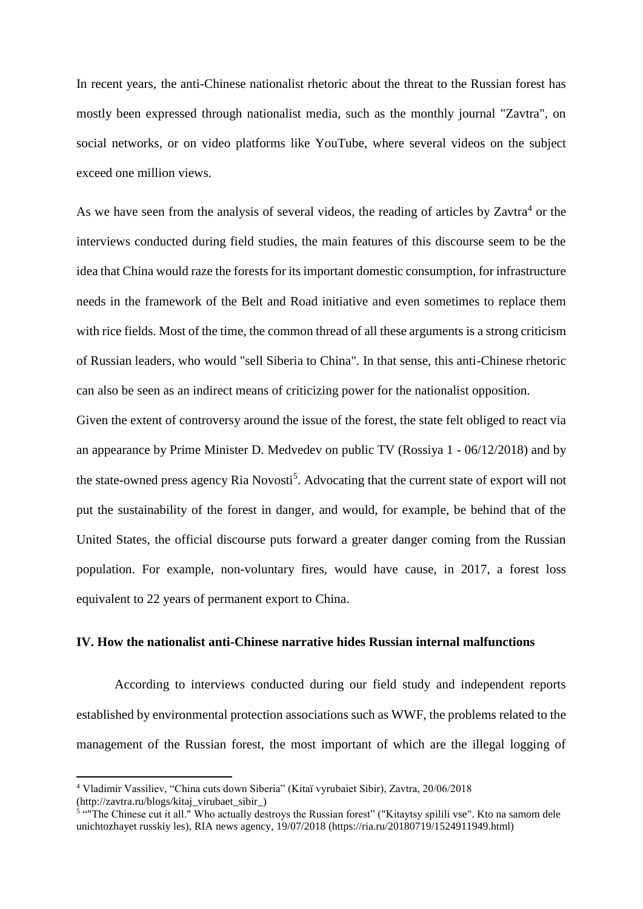In recent years, the anti-Chinese nationalist rhetoric about the threat to the Russian forest has mostly been expressed through nationalist media, such as the monthly journal "Zavtra", on social networks, or on video platforms like YouTube, where several videos on the subject exceed one million views.

As we have seen from the analysis of several videos, the reading of articles by Zavtra[4] or the interviews conducted during field studies, the main features of this discourse seem to be the idea that China would raze the forests for its important domestic consumption, for infrastructure needs in the framework of the Belt and Road initiative and even sometimes to replace them with rice fields. Most of the time, the common thread of all these arguments is a strong criticism of Russian leaders, who would "sell Siberia to China". In that sense, this anti-Chinese rhetoric can also be seen as an indirect means of criticizing power for the nationalist opposition.

Given the extent of controversy around the issue of the forest, the state felt obliged to react via an appearance by Prime Minister D. Medvedev on public TV (Rossiya 1 - 06/12/2018) and by the state-owned press agency Ria Novosti[5]. Advocating that the current state of export will not put the sustainability of the forest in danger, and would, for example, be behind that of the United States, the official discourse puts forward a greater danger coming from the Russian population. For example, non-voluntary fires, would have cause, in 2017, a forest loss equivalent to 22 years of permanent export to China.

## IV. How the nationalist anti-Chinese narrative hides Russian internal malfunctions

According to interviews conducted during our field study and independent reports established by environmental protection associations such as WWF, the problems related to the management of the Russian forest, the most important of which are the illegal logging of

[4] Vladimir Vassiliev, "China cuts down Siberia" (Kitaï vyrubaiet Sibir), Zavtra, 20/06/2018 (http://zavtra.ru/blogs/kitaj_virubaet_sibir_)

[5] ""The Chinese cut it all." Who actually destroys the Russian forest" ("Kitaytsy spilili vse". Kto na samom dele unichtozhayet russkiy les), RIA news agency, 19/07/2018 (https://ria.ru/20180719/1524911949.html)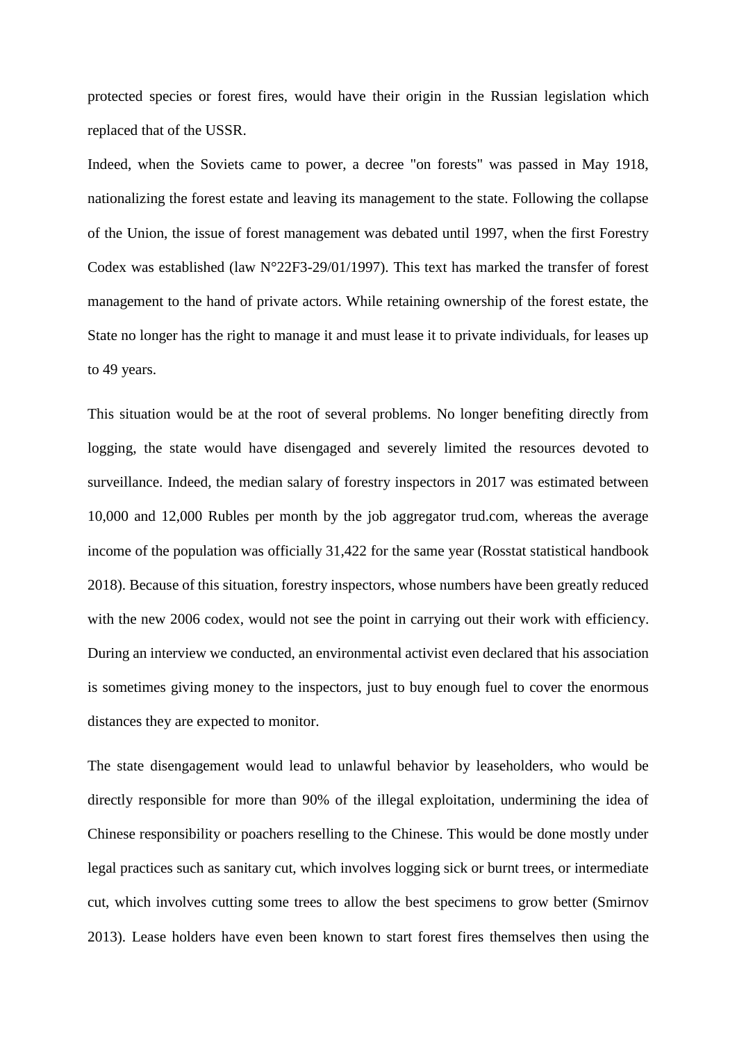protected species or forest fires, would have their origin in the Russian legislation which replaced that of the USSR.

Indeed, when the Soviets came to power, a decree "on forests" was passed in May 1918, nationalizing the forest estate and leaving its management to the state. Following the collapse of the Union, the issue of forest management was debated until 1997, when the first Forestry Codex was established (law N°22F3-29/01/1997). This text has marked the transfer of forest management to the hand of private actors. While retaining ownership of the forest estate, the State no longer has the right to manage it and must lease it to private individuals, for leases up to 49 years.

This situation would be at the root of several problems. No longer benefiting directly from logging, the state would have disengaged and severely limited the resources devoted to surveillance. Indeed, the median salary of forestry inspectors in 2017 was estimated between 10,000 and 12,000 Rubles per month by the job aggregator trud.com, whereas the average income of the population was officially 31,422 for the same year (Rosstat statistical handbook 2018). Because of this situation, forestry inspectors, whose numbers have been greatly reduced with the new 2006 codex, would not see the point in carrying out their work with efficiency. During an interview we conducted, an environmental activist even declared that his association is sometimes giving money to the inspectors, just to buy enough fuel to cover the enormous distances they are expected to monitor.

The state disengagement would lead to unlawful behavior by leaseholders, who would be directly responsible for more than 90% of the illegal exploitation, undermining the idea of Chinese responsibility or poachers reselling to the Chinese. This would be done mostly under legal practices such as sanitary cut, which involves logging sick or burnt trees, or intermediate cut, which involves cutting some trees to allow the best specimens to grow better (Smirnov 2013). Lease holders have even been known to start forest fires themselves then using the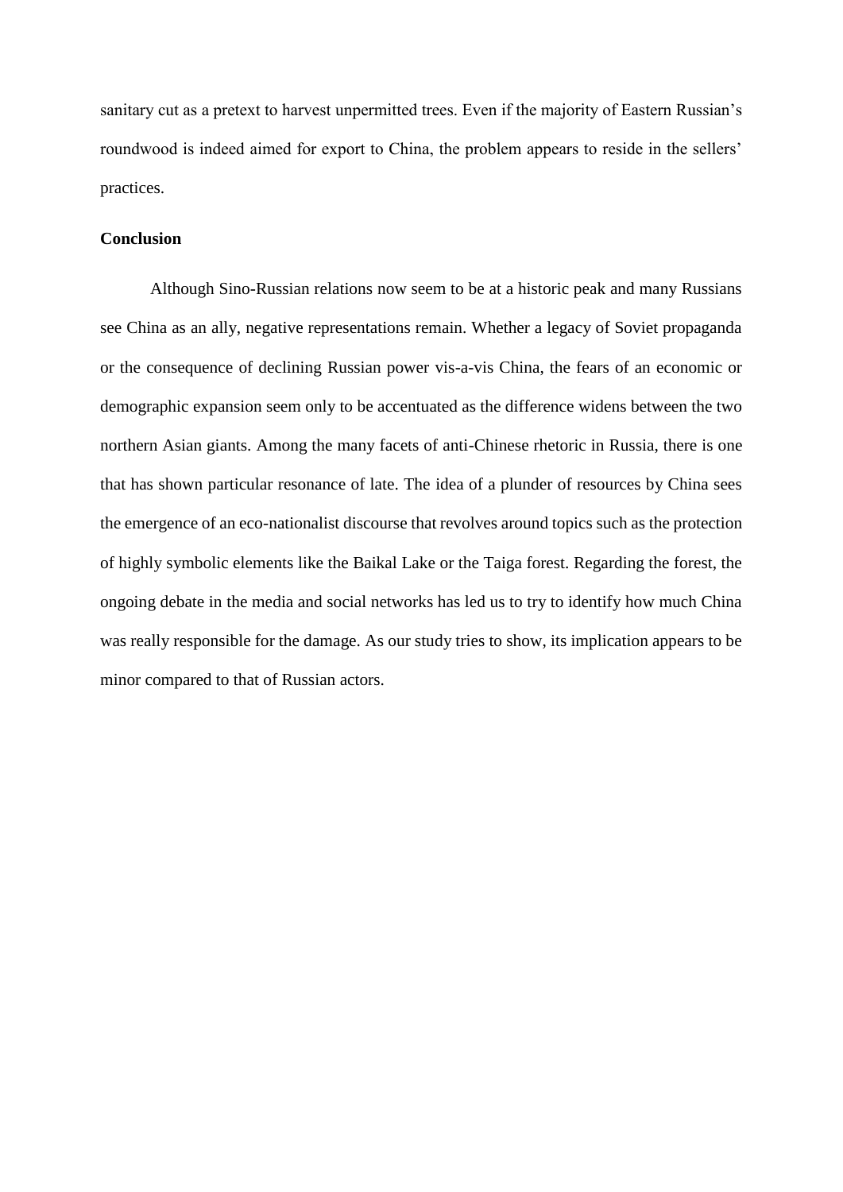sanitary cut as a pretext to harvest unpermitted trees. Even if the majority of Eastern Russian's roundwood is indeed aimed for export to China, the problem appears to reside in the sellers' practices.

## Conclusion

Although Sino-Russian relations now seem to be at a historic peak and many Russians see China as an ally, negative representations remain. Whether a legacy of Soviet propaganda or the consequence of declining Russian power vis-a-vis China, the fears of an economic or demographic expansion seem only to be accentuated as the difference widens between the two northern Asian giants. Among the many facets of anti-Chinese rhetoric in Russia, there is one that has shown particular resonance of late. The idea of a plunder of resources by China sees the emergence of an eco-nationalist discourse that revolves around topics such as the protection of highly symbolic elements like the Baikal Lake or the Taiga forest. Regarding the forest, the ongoing debate in the media and social networks has led us to try to identify how much China was really responsible for the damage. As our study tries to show, its implication appears to be minor compared to that of Russian actors.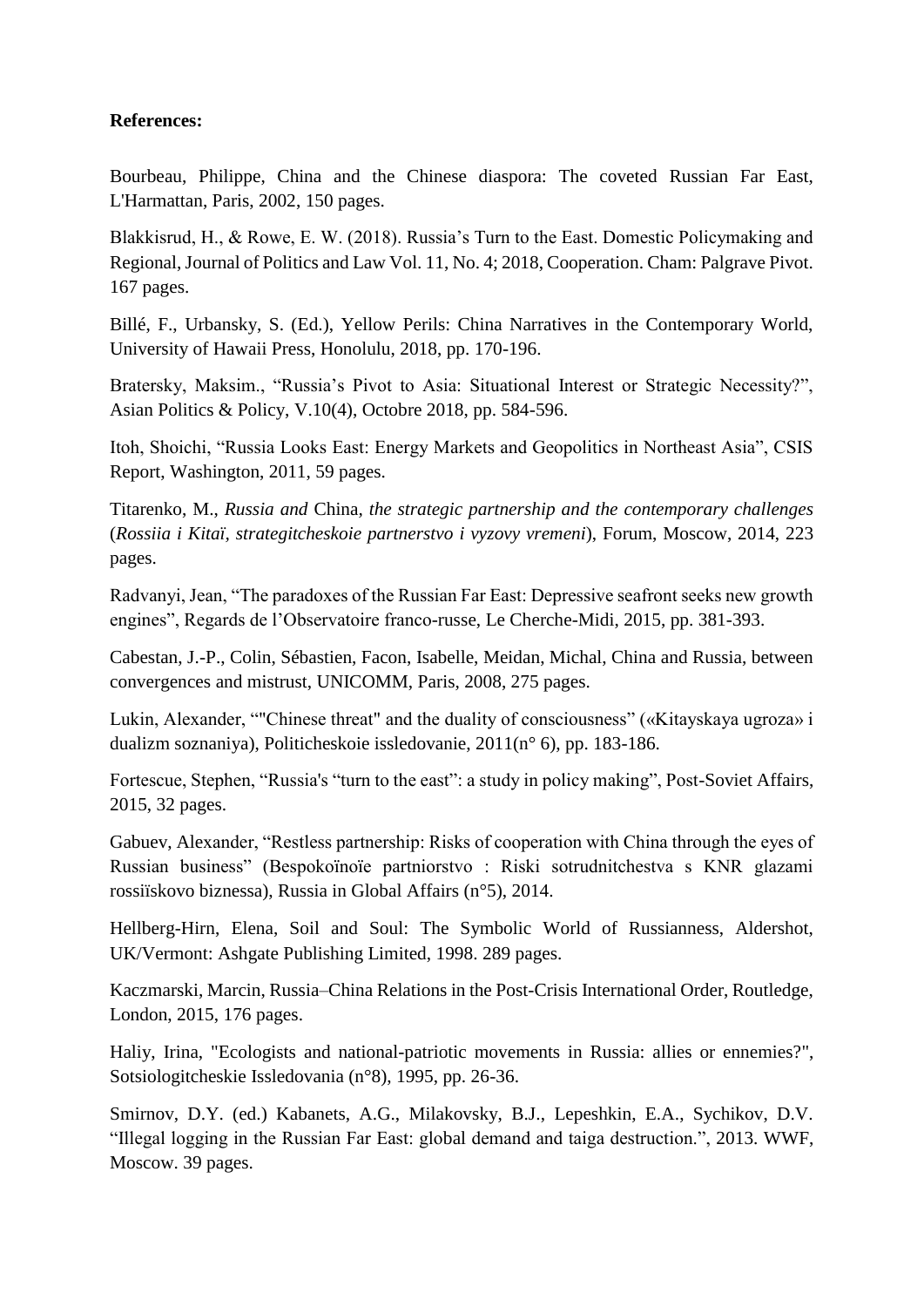**References:**

Bourbeau, Philippe, China and the Chinese diaspora: The coveted Russian Far East, L'Harmattan, Paris, 2002, 150 pages.

Blakkisrud, H., & Rowe, E. W. (2018). Russia's Turn to the East. Domestic Policymaking and Regional, Journal of Politics and Law Vol. 11, No. 4; 2018, Cooperation. Cham: Palgrave Pivot. 167 pages.

Billé, F., Urbansky, S. (Ed.), Yellow Perils: China Narratives in the Contemporary World, University of Hawaii Press, Honolulu, 2018, pp. 170-196.

Bratersky, Maksim., "Russia's Pivot to Asia: Situational Interest or Strategic Necessity?", Asian Politics & Policy, V.10(4), Octobre 2018, pp. 584-596.

Itoh, Shoichi, "Russia Looks East: Energy Markets and Geopolitics in Northeast Asia", CSIS Report, Washington, 2011, 59 pages.

Titarenko, M., *Russia and* China*, the strategic partnership and the contemporary challenges* (*Rossiia i Kitaï, strategitcheskoie partnerstvo i vyzovy vremeni*), Forum, Moscow, 2014, 223 pages.

Radvanyi, Jean, "The paradoxes of the Russian Far East: Depressive seafront seeks new growth engines", Regards de l'Observatoire franco-russe, Le Cherche-Midi, 2015, pp. 381-393.

Cabestan, J.-P., Colin, Sébastien, Facon, Isabelle, Meidan, Michal, China and Russia, between convergences and mistrust, UNICOMM, Paris, 2008, 275 pages.

Lukin, Alexander, ""Chinese threat" and the duality of consciousness" («Kitayskaya ugroza» i dualizm soznaniya), Politicheskoie issledovanie, 2011(n° 6), pp. 183-186.

Fortescue, Stephen, "Russia's "turn to the east": a study in policy making", Post-Soviet Affairs, 2015, 32 pages.

Gabuev, Alexander, "Restless partnership: Risks of cooperation with China through the eyes of Russian business" (Bespokoïnoïe partniorstvo : Riski sotrudnitchestva s KNR glazami rossiïskovo biznessa), Russia in Global Affairs (n°5), 2014.

Hellberg-Hirn, Elena, Soil and Soul: The Symbolic World of Russianness, Aldershot, UK/Vermont: Ashgate Publishing Limited, 1998. 289 pages.

Kaczmarski, Marcin, Russia–China Relations in the Post-Crisis International Order, Routledge, London, 2015, 176 pages.

Haliy, Irina, "Ecologists and national-patriotic movements in Russia: allies or ennemies?", Sotsiologitcheskie Issledovania (n°8), 1995, pp. 26-36.

Smirnov, D.Y. (ed.) Kabanets, A.G., Milakovsky, B.J., Lepeshkin, E.A., Sychikov, D.V. "Illegal logging in the Russian Far East: global demand and taiga destruction.", 2013. WWF, Moscow. 39 pages.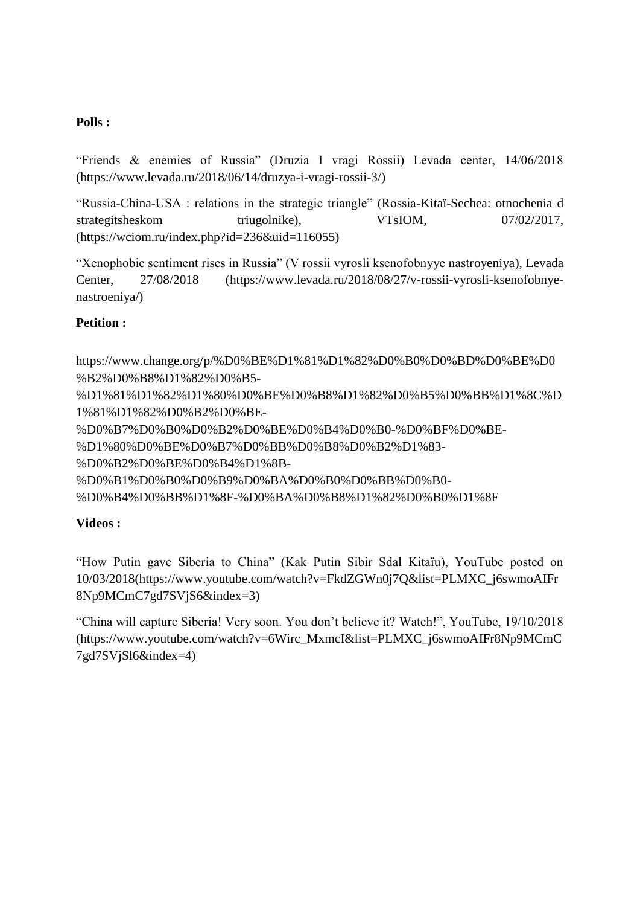**Polls :**

“Friends & enemies of Russia” (Druzia I vragi Rossii) Levada center, 14/06/2018 (https://www.levada.ru/2018/06/14/druzya-i-vragi-rossii-3/)

“Russia-China-USA : relations in the strategic triangle” (Rossia-Kitaï-Sechea: otnochenia d strategitsheskom triugolnike), VTsIOM, 07/02/2017, (https://wciom.ru/index.php?id=236&uid=116055)

“Xenophobic sentiment rises in Russia” (V rossii vyrosli ksenofobnyye nastroyeniya), Levada Center, 27/08/2018 (https://www.levada.ru/2018/08/27/v-rossii-vyrosli-ksenofobnye-nastroeniya/)

**Petition :**

https://www.change.org/p/%D0%BE%D1%81%D1%82%D0%B0%D0%BD%D0%BE%D0%B2%D0%B8%D1%82%D0%B5-%D1%81%D1%82%D1%80%D0%BE%D0%B8%D1%82%D0%B5%D0%BB%D1%8C%D1%81%D1%82%D0%B2%D0%BE-%D0%B7%D0%B0%D0%B2%D0%BE%D0%B4%D0%B0-%D0%BF%D0%BE-%D1%80%D0%BE%D0%B7%D0%BB%D0%B8%D0%B2%D1%83-%D0%B2%D0%BE%D0%B4%D1%8B-%D0%B1%D0%B0%D0%B9%D0%BA%D0%B0%D0%BB%D0%B0-%D0%B4%D0%BB%D1%8F-%D0%BA%D0%B8%D1%82%D0%B0%D1%8F

**Videos :**

“How Putin gave Siberia to China” (Kak Putin Sibir Sdal Kitaïu), YouTube posted on 10/03/2018(https://www.youtube.com/watch?v=FkdZGWn0j7Q&list=PLMXC_j6swmoAIFr8Np9MCmC7gd7SVjS6&index=3)

“China will capture Siberia! Very soon. You don’t believe it? Watch!”, YouTube, 19/10/2018 (https://www.youtube.com/watch?v=6Wirc_MxmcI&list=PLMXC_j6swmoAIFr8Np9MCmC7gd7SVjSl6&index=4)